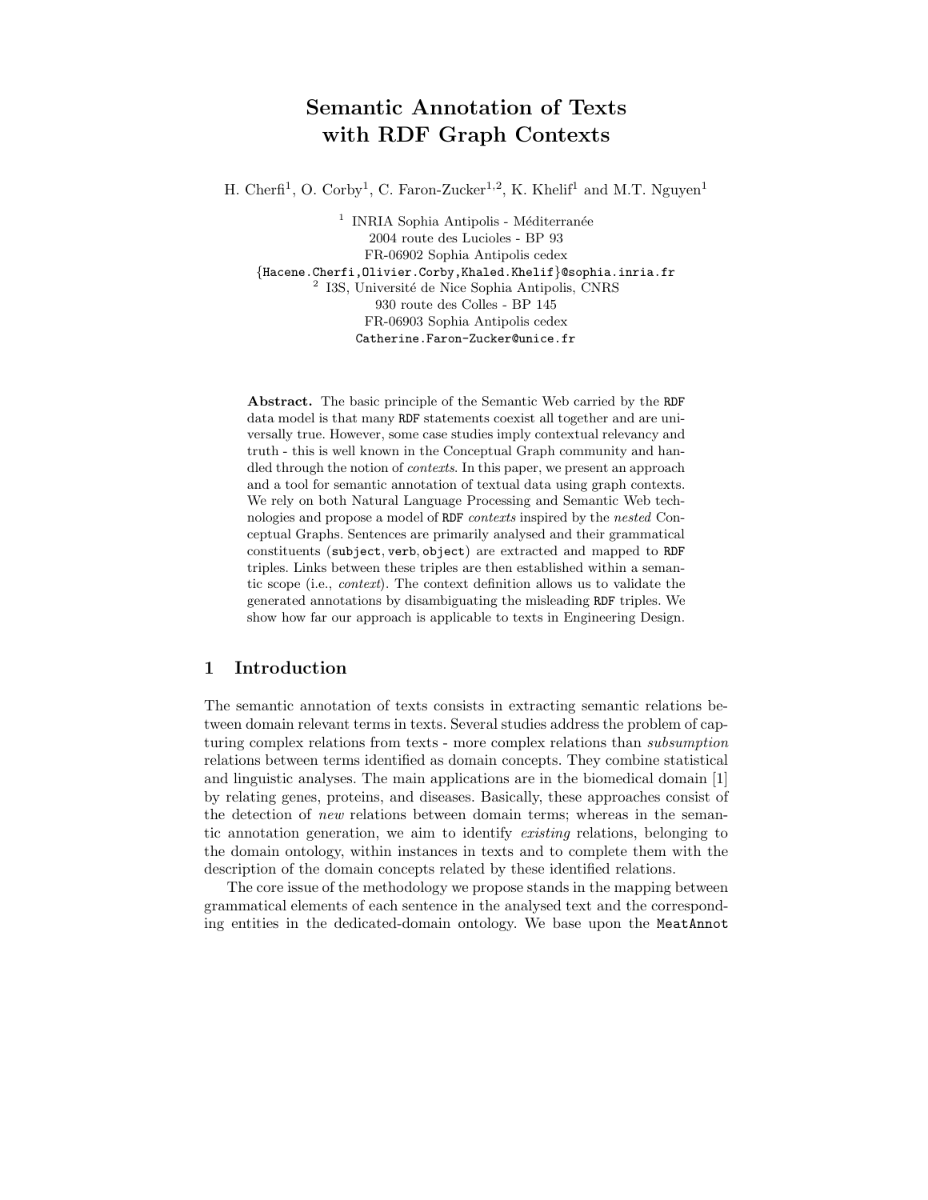# Semantic Annotation of Texts with RDF Graph Contexts

H. Cherfi[1], O. Corby[1], C. Faron-Zucker[1,2], K. Khelif[1] and M.T. Nguyen[1]

[1] INRIA Sophia Antipolis - Méditerranée
2004 route des Lucioles - BP 93
FR-06902 Sophia Antipolis cedex
{Hacene.Cherfi,Olivier.Corby,Khaled.Khelif}@sophia.inria.fr

[2] I3S, Université de Nice Sophia Antipolis, CNRS
930 route des Colles - BP 145
FR-06903 Sophia Antipolis cedex
Catherine.Faron-Zucker@unice.fr

**Abstract.** The basic principle of the Semantic Web carried by the RDF data model is that many RDF statements coexist all together and are universally true. However, some case studies imply contextual relevancy and truth - this is well known in the Conceptual Graph community and handled through the notion of *contexts*. In this paper, we present an approach and a tool for semantic annotation of textual data using graph contexts. We rely on both Natural Language Processing and Semantic Web technologies and propose a model of RDF *contexts* inspired by the *nested* Conceptual Graphs. Sentences are primarily analysed and their grammatical constituents (subject, verb, object) are extracted and mapped to RDF triples. Links between these triples are then established within a semantic scope (i.e., *context*). The context definition allows us to validate the generated annotations by disambiguating the misleading RDF triples. We show how far our approach is applicable to texts in Engineering Design.

## 1 Introduction

The semantic annotation of texts consists in extracting semantic relations between domain relevant terms in texts. Several studies address the problem of capturing complex relations from texts - more complex relations than *subsumption* relations between terms identified as domain concepts. They combine statistical and linguistic analyses. The main applications are in the biomedical domain [1] by relating genes, proteins, and diseases. Basically, these approaches consist of the detection of *new* relations between domain terms; whereas in the semantic annotation generation, we aim to identify *existing* relations, belonging to the domain ontology, within instances in texts and to complete them with the description of the domain concepts related by these identified relations.

The core issue of the methodology we propose stands in the mapping between grammatical elements of each sentence in the analysed text and the corresponding entities in the dedicated-domain ontology. We base upon the MeatAnnot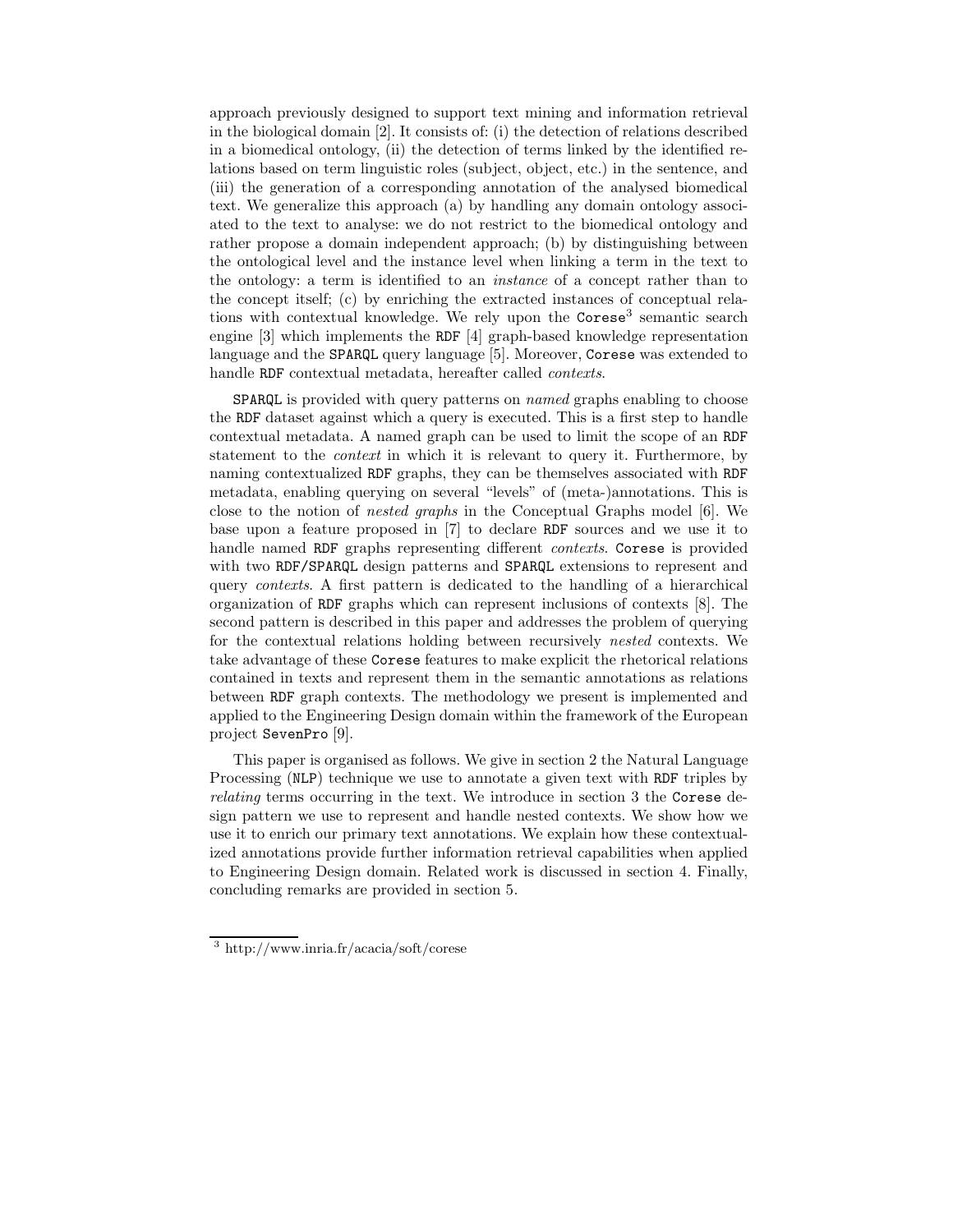approach previously designed to support text mining and information retrieval in the biological domain [2]. It consists of: (i) the detection of relations described in a biomedical ontology, (ii) the detection of terms linked by the identified relations based on term linguistic roles (subject, object, etc.) in the sentence, and (iii) the generation of a corresponding annotation of the analysed biomedical text. We generalize this approach (a) by handling any domain ontology associated to the text to analyse: we do not restrict to the biomedical ontology and rather propose a domain independent approach; (b) by distinguishing between the ontological level and the instance level when linking a term in the text to the ontology: a term is identified to an *instance* of a concept rather than to the concept itself; (c) by enriching the extracted instances of conceptual relations with contextual knowledge. We rely upon the `Corese`[3] semantic search engine [3] which implements the `RDF` [4] graph-based knowledge representation language and the `SPARQL` query language [5]. Moreover, `Corese` was extended to handle `RDF` contextual metadata, hereafter called *contexts*.

`SPARQL` is provided with query patterns on *named* graphs enabling to choose the `RDF` dataset against which a query is executed. This is a first step to handle contextual metadata. A named graph can be used to limit the scope of an `RDF` statement to the *context* in which it is relevant to query it. Furthermore, by naming contextualized `RDF` graphs, they can be themselves associated with `RDF` metadata, enabling querying on several "levels" of (meta-)annotations. This is close to the notion of *nested graphs* in the Conceptual Graphs model [6]. We base upon a feature proposed in [7] to declare `RDF` sources and we use it to handle named `RDF` graphs representing different *contexts*. `Corese` is provided with two `RDF/SPARQL` design patterns and `SPARQL` extensions to represent and query *contexts*. A first pattern is dedicated to the handling of a hierarchical organization of `RDF` graphs which can represent inclusions of contexts [8]. The second pattern is described in this paper and addresses the problem of querying for the contextual relations holding between recursively *nested* contexts. We take advantage of these `Corese` features to make explicit the rhetorical relations contained in texts and represent them in the semantic annotations as relations between `RDF` graph contexts. The methodology we present is implemented and applied to the Engineering Design domain within the framework of the European project `SevenPro` [9].

This paper is organised as follows. We give in section 2 the Natural Language Processing (`NLP`) technique we use to annotate a given text with `RDF` triples by *relating* terms occurring in the text. We introduce in section 3 the `Corese` design pattern we use to represent and handle nested contexts. We show how we use it to enrich our primary text annotations. We explain how these contextualized annotations provide further information retrieval capabilities when applied to Engineering Design domain. Related work is discussed in section 4. Finally, concluding remarks are provided in section 5.

[3] http://www.inria.fr/acacia/soft/corese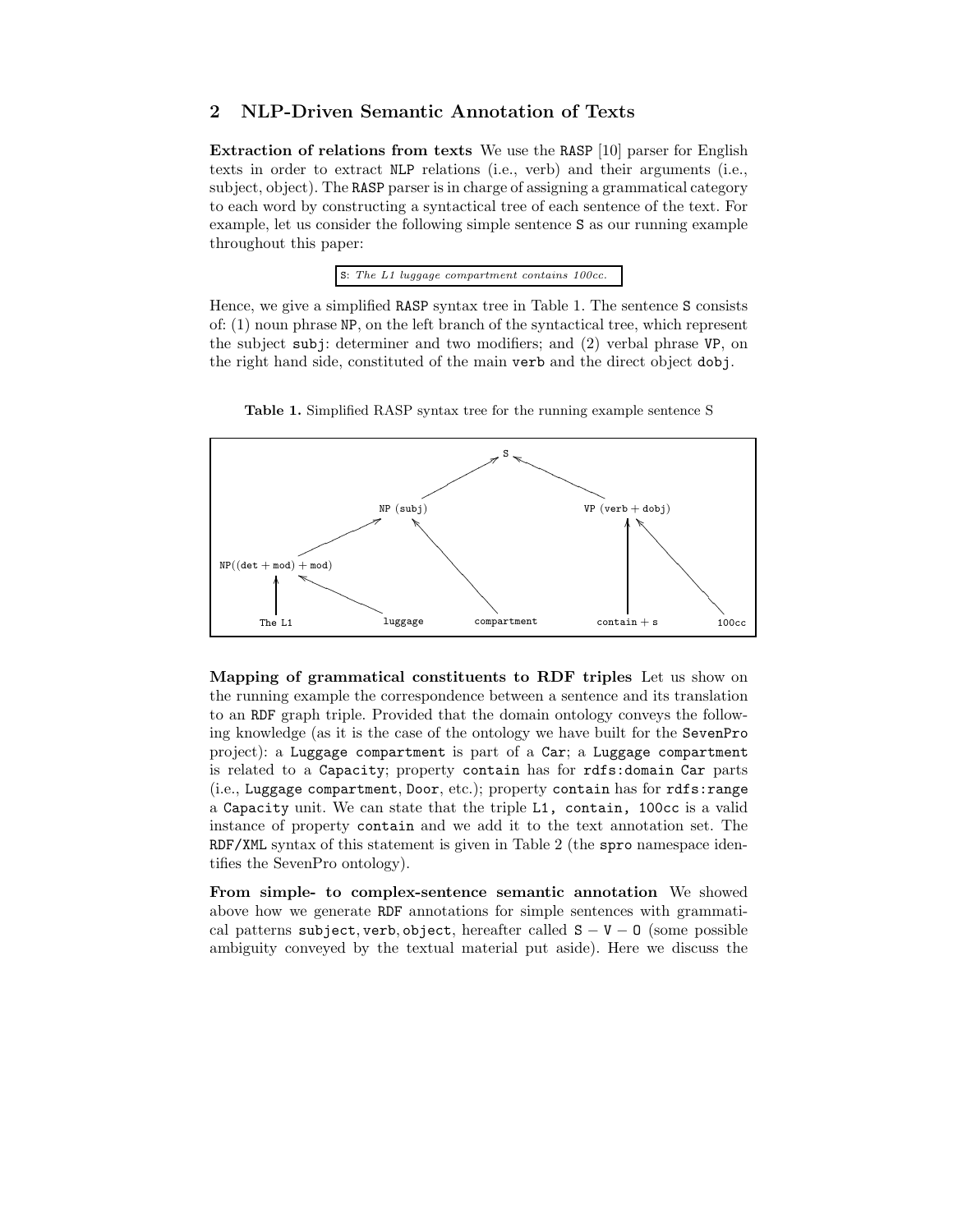## 2 NLP-Driven Semantic Annotation of Texts

**Extraction of relations from texts** We use the RASP [10] parser for English texts in order to extract NLP relations (i.e., verb) and their arguments (i.e., subject, object). The RASP parser is in charge of assigning a grammatical category to each word by constructing a syntactical tree of each sentence of the text. For example, let us consider the following simple sentence S as our running example throughout this paper:

S: *The L1 luggage compartment contains 100cc.*

Hence, we give a simplified RASP syntax tree in Table 1. The sentence S consists of: (1) noun phrase NP, on the left branch of the syntactical tree, which represent the subject subj: determiner and two modifiers; and (2) verbal phrase VP, on the right hand side, constituted of the main verb and the direct object dobj.

**Table 1.** Simplified RASP syntax tree for the running example sentence S

```
                                   S
                     ↗                         ↖
              NP (subj)                         VP (verb + dobj)
             ↗        ↖                          ↑          ↖
NP((det + mod) + mod)   \                        |            \
   ↑          ↖          \                       |             \
 The L1     luggage    compartment           contain + s      100cc
```

**Mapping of grammatical constituents to RDF triples** Let us show on the running example the correspondence between a sentence and its translation to an RDF graph triple. Provided that the domain ontology conveys the following knowledge (as it is the case of the ontology we have built for the SevenPro project): a Luggage compartment is part of a Car; a Luggage compartment is related to a Capacity; property contain has for rdfs:domain Car parts (i.e., Luggage compartment, Door, etc.); property contain has for rdfs:range a Capacity unit. We can state that the triple L1, contain, 100cc is a valid instance of property contain and we add it to the text annotation set. The RDF/XML syntax of this statement is given in Table 2 (the spro namespace identifies the SevenPro ontology).

**From simple- to complex-sentence semantic annotation** We showed above how we generate RDF annotations for simple sentences with grammatical patterns subject, verb, object, hereafter called S − V − O (some possible ambiguity conveyed by the textual material put aside). Here we discuss the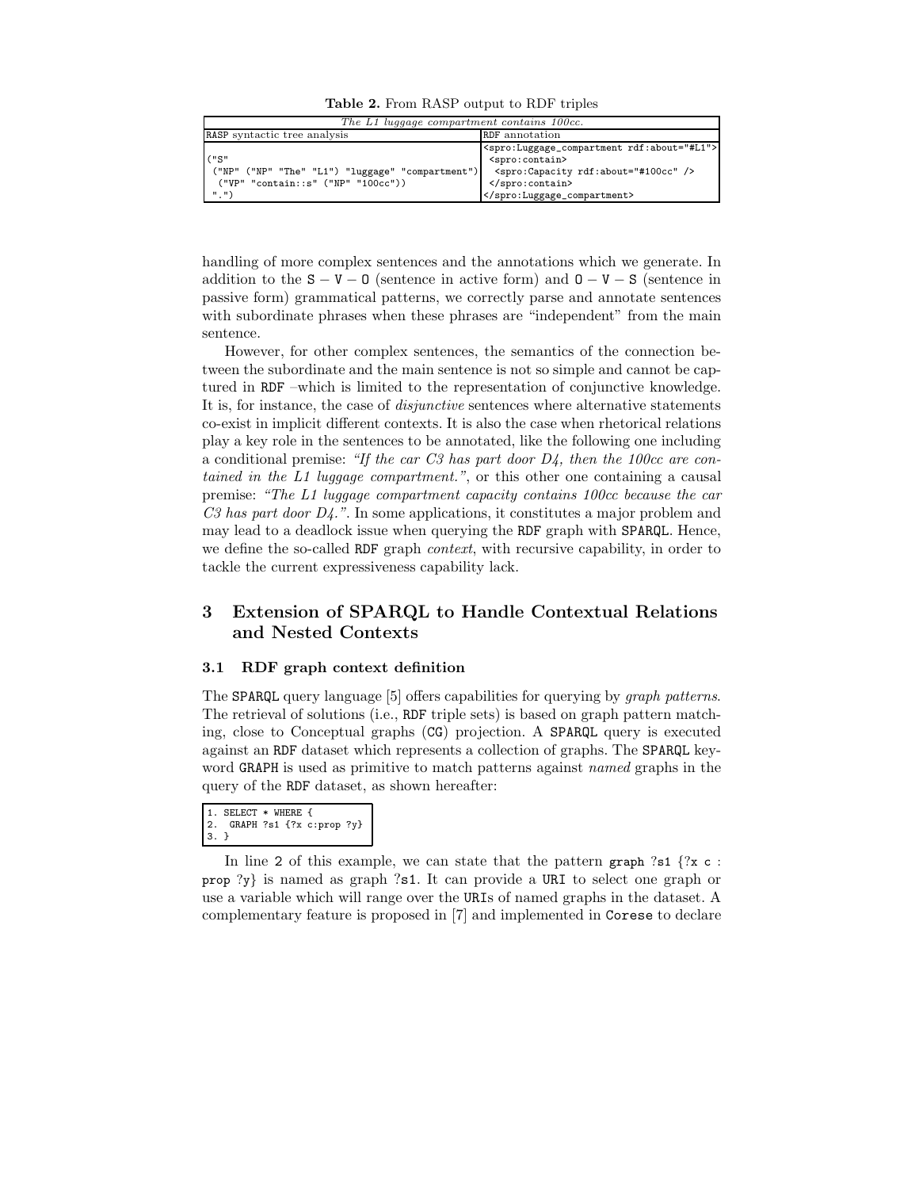**Table 2.** From RASP output to RDF triples

| *The L1 luggage compartment contains 100cc.* | |
|---|---|
| RASP syntactic tree analysis | RDF annotation |
| ("S"<br>("NP" ("NP" "The" "L1") "luggage" "compartment")<br>("VP" "contain::s" ("NP" "100cc"))<br>".") | <spro:Luggage_compartment rdf:about="#L1"><br><spro:contain><br><spro:Capacity rdf:about="#100cc" /><br></spro:contain><br></spro:Luggage_compartment> |

handling of more complex sentences and the annotations which we generate. In addition to the S − V − O (sentence in active form) and O − V − S (sentence in passive form) grammatical patterns, we correctly parse and annotate sentences with subordinate phrases when these phrases are "independent" from the main sentence.

However, for other complex sentences, the semantics of the connection between the subordinate and the main sentence is not so simple and cannot be captured in RDF –which is limited to the representation of conjunctive knowledge. It is, for instance, the case of *disjunctive* sentences where alternative statements co-exist in implicit different contexts. It is also the case when rhetorical relations play a key role in the sentences to be annotated, like the following one including a conditional premise: *"If the car C3 has part door D4, then the 100cc are contained in the L1 luggage compartment."*, or this other one containing a causal premise: *"The L1 luggage compartment capacity contains 100cc because the car C3 has part door D4."*. In some applications, it constitutes a major problem and may lead to a deadlock issue when querying the RDF graph with SPARQL. Hence, we define the so-called RDF graph *context*, with recursive capability, in order to tackle the current expressiveness capability lack.

## 3 Extension of SPARQL to Handle Contextual Relations and Nested Contexts

### 3.1 RDF graph context definition

The SPARQL query language [5] offers capabilities for querying by *graph patterns*. The retrieval of solutions (i.e., RDF triple sets) is based on graph pattern matching, close to Conceptual graphs (CG) projection. A SPARQL query is executed against an RDF dataset which represents a collection of graphs. The SPARQL keyword GRAPH is used as primitive to match patterns against *named* graphs in the query of the RDF dataset, as shown hereafter:

```
1. SELECT * WHERE {
2.  GRAPH ?s1 {?x c:prop ?y}
3. }
```

In line 2 of this example, we can state that the pattern graph ?s1 {?x c : prop ?y} is named as graph ?s1. It can provide a URI to select one graph or use a variable which will range over the URIs of named graphs in the dataset. A complementary feature is proposed in [7] and implemented in Corese to declare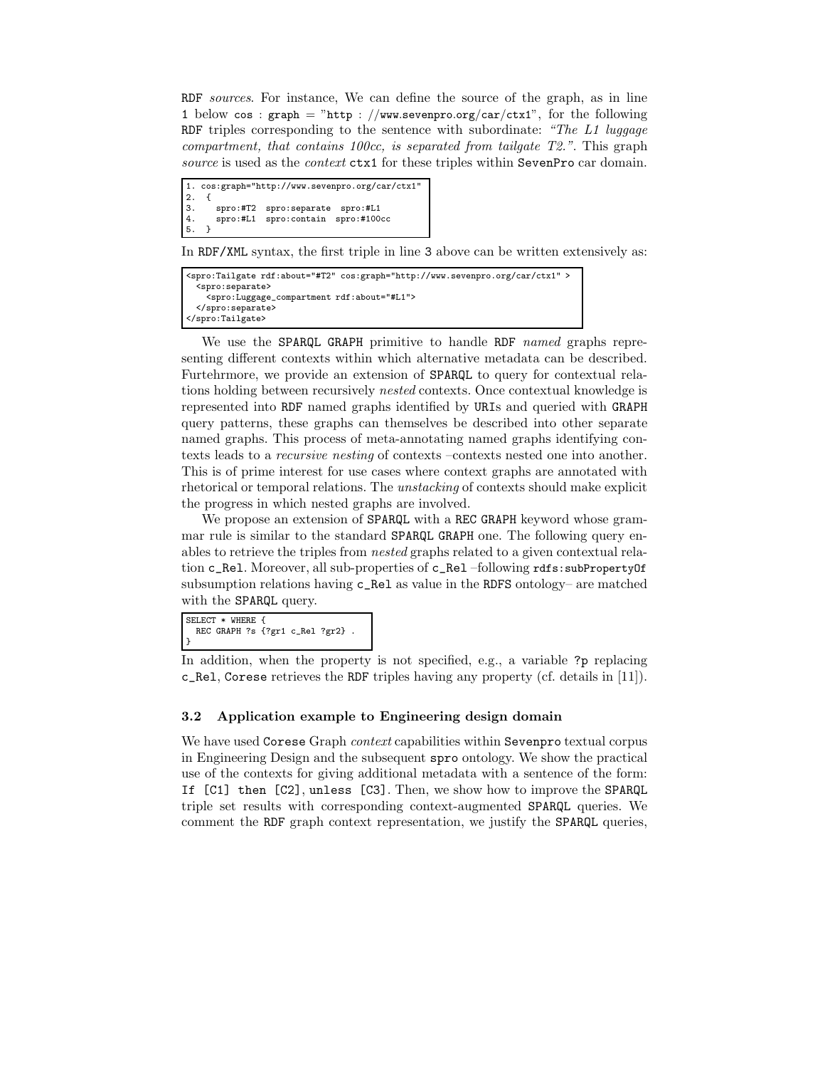RDF *sources*. For instance, We can define the source of the graph, as in line 1 below cos : graph = "http : //www.sevenpro.org/car/ctx1", for the following RDF triples corresponding to the sentence with subordinate: *"The L1 luggage compartment, that contains 100cc, is separated from tailgate T2."*. This graph *source* is used as the *context* ctx1 for these triples within SevenPro car domain.

```
1. cos:graph="http://www.sevenpro.org/car/ctx1"
2.  {
3.     spro:#T2  spro:separate  spro:#L1
4.     spro:#L1  spro:contain  spro:#100cc
5.  }
```

In RDF/XML syntax, the first triple in line 3 above can be written extensively as:

```
<spro:Tailgate rdf:about="#T2" cos:graph="http://www.sevenpro.org/car/ctx1" >
  <spro:separate>
    <spro:Luggage_compartment rdf:about="#L1">
  </spro:separate>
</spro:Tailgate>
```

We use the SPARQL GRAPH primitive to handle RDF *named* graphs representing different contexts within which alternative metadata can be described. Furtehrmore, we provide an extension of SPARQL to query for contextual relations holding between recursively *nested* contexts. Once contextual knowledge is represented into RDF named graphs identified by URIs and queried with GRAPH query patterns, these graphs can themselves be described into other separate named graphs. This process of meta-annotating named graphs identifying contexts leads to a *recursive nesting* of contexts –contexts nested one into another. This is of prime interest for use cases where context graphs are annotated with rhetorical or temporal relations. The *unstacking* of contexts should make explicit the progress in which nested graphs are involved.

We propose an extension of SPARQL with a REC GRAPH keyword whose grammar rule is similar to the standard SPARQL GRAPH one. The following query enables to retrieve the triples from *nested* graphs related to a given contextual relation c_Rel. Moreover, all sub-properties of c_Rel –following rdfs:subPropertyOf subsumption relations having c_Rel as value in the RDFS ontology– are matched with the SPARQL query.

```
SELECT * WHERE {
  REC GRAPH ?s {?gr1 c_Rel ?gr2} .
}
```

In addition, when the property is not specified, e.g., a variable ?p replacing c_Rel, Corese retrieves the RDF triples having any property (cf. details in [11]).

### 3.2 Application example to Engineering design domain

We have used Corese Graph *context* capabilities within Sevenpro textual corpus in Engineering Design and the subsequent spro ontology. We show the practical use of the contexts for giving additional metadata with a sentence of the form: If [C1] then [C2], unless [C3]. Then, we show how to improve the SPARQL triple set results with corresponding context-augmented SPARQL queries. We comment the RDF graph context representation, we justify the SPARQL queries,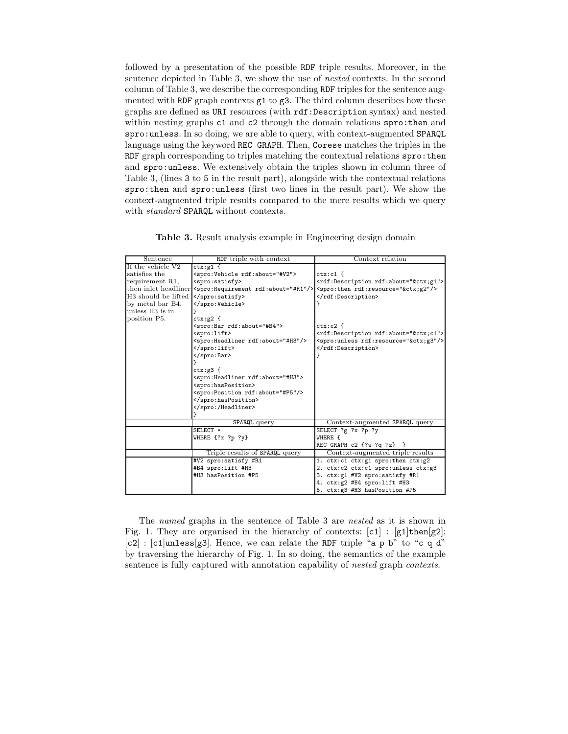followed by a presentation of the possible RDF triple results. Moreover, in the sentence depicted in Table 3, we show the use of *nested* contexts. In the second column of Table 3, we describe the corresponding RDF triples for the sentence augmented with RDF graph contexts `g1` to `g3`. The third column describes how these graphs are defined as URI resources (with `rdf:Description` syntax) and nested within nesting graphs `c1` and `c2` through the domain relations `spro:then` and `spro:unless`. In so doing, we are able to query, with context-augmented SPARQL language using the keyword `REC GRAPH`. Then, Corese matches the triples in the RDF graph corresponding to triples matching the contextual relations `spro:then` and `spro:unless`. We extensively obtain the triples shown in column three of Table 3, (lines `3` to `5` in the result part), alongside with the contextual relations `spro:then` and `spro:unless` (first two lines in the result part). We show the context-augmented triple results compared to the mere results which we query with *standard* SPARQL without contexts.

**Table 3.** Result analysis example in Engineering design domain

| Sentence | RDF triple with context | Context relation |
|---|---|---|
| If the vehicle V2 satisfies the requirement R1, then inlet headliner H3 should be lifted by metal bar B4, unless H3 is in position P5. | `ctx:g1 {`<br>`<spro:Vehicle rdf:about="#V2">`<br>`<spro:satisfy>`<br>`<spro:Requirement rdf:about="#R1"/>`<br>`</spro:satisfy>`<br>`</spro:Vehicle>`<br>`}`<br>`ctx:g2 {`<br>`<spro:Bar rdf:about="#B4">`<br>`<spro:lift>`<br>`<spro:Headliner rdf:about="#H3"/>`<br>`</spro:lift>`<br>`</spro:Bar>`<br>`}`<br>`ctx:g3 {`<br>`<spro:Headliner rdf:about="#H3">`<br>`<spro:hasPosition>`<br>`<spro:Position rdf:about="#P5"/>`<br>`</spro:hasPosition>`<br>`</spro:/Headliner>`<br>`}` | `ctx:c1 {`<br>`<rdf:Description rdf:about="&ctx;g1">`<br>`<spro:then rdf:resource="&ctx;g2"/>`<br>`</rdf:Description>`<br>`}`<br><br>`ctx:c2 {`<br>`<rdf:Description rdf:about="&ctx;c1">`<br>`<spro:unless rdf:resource="&ctx;g3"/>`<br>`</rdf:Description>`<br>`}` |
| | SPARQL query | Context-augmented SPARQL query |
| | `SELECT *`<br>`WHERE {?x ?p ?y}` | `SELECT ?g ?x ?p ?y`<br>`WHERE {`<br>`REC GRAPH c2 {?w ?q ?z}  }` |
| | Triple results of SPARQL query | Context-augmented triple results |
| | `#V2 spro:satisfy #R1`<br>`#B4 spro:lift #H3`<br>`#H3 hasPosition #P5` | `1. ctx:c1 ctx:g1 spro:then ctx:g2`<br>`2. ctx:c2 ctx:c1 spro:unless ctx:g3`<br>`3. ctx:g1 #V2 spro:satisfy #R1`<br>`4. ctx:g2 #B4 spro:lift #H3`<br>`5. ctx:g3 #H3 hasPosition #P5` |

The *named* graphs in the sentence of Table 3 are *nested* as it is shown in Fig. 1. They are organised in the hierarchy of contexts: [`c1`] : [`g1`]`then`[`g2`]; [`c2`] : [`c1`]`unless`[`g3`]. Hence, we can relate the RDF triple "`a p b`" to "`c q d`" by traversing the hierarchy of Fig. 1. In so doing, the semantics of the example sentence is fully captured with annotation capability of *nested* graph *contexts*.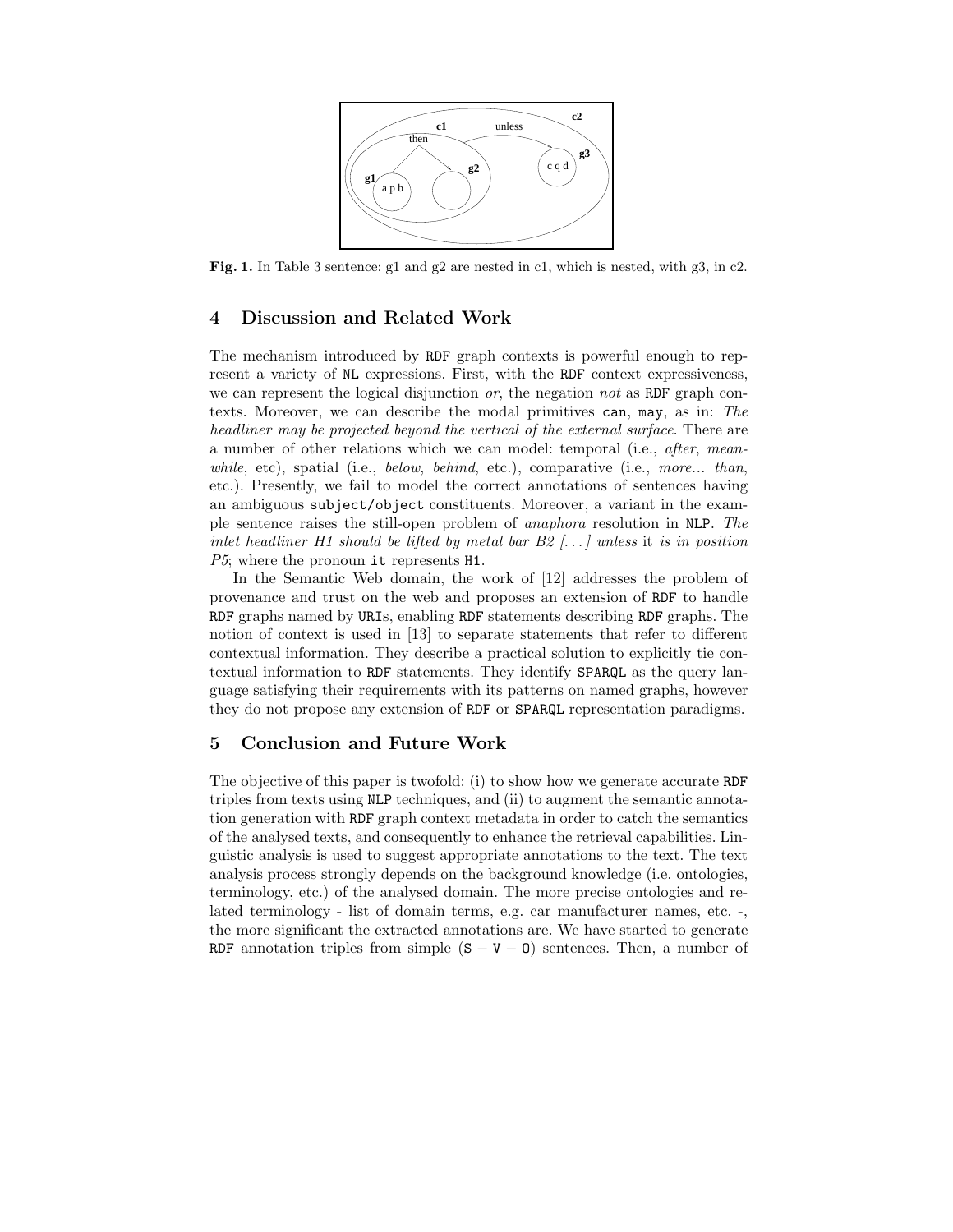**Fig. 1.** In Table 3 sentence: g1 and g2 are nested in c1, which is nested, with g3, in c2.

## 4 Discussion and Related Work

The mechanism introduced by RDF graph contexts is powerful enough to represent a variety of NL expressions. First, with the RDF context expressiveness, we can represent the logical disjunction *or*, the negation *not* as RDF graph contexts. Moreover, we can describe the modal primitives can, may, as in: *The headliner may be projected beyond the vertical of the external surface*. There are a number of other relations which we can model: temporal (i.e., *after*, *meanwhile*, etc), spatial (i.e., *below*, *behind*, etc.), comparative (i.e., *more... than*, etc.). Presently, we fail to model the correct annotations of sentences having an ambiguous subject/object constituents. Moreover, a variant in the example sentence raises the still-open problem of *anaphora* resolution in NLP. *The inlet headliner H1 should be lifted by metal bar B2 [...] unless* it *is in position P5*; where the pronoun it represents H1.

In the Semantic Web domain, the work of [12] addresses the problem of provenance and trust on the web and proposes an extension of RDF to handle RDF graphs named by URIs, enabling RDF statements describing RDF graphs. The notion of context is used in [13] to separate statements that refer to different contextual information. They describe a practical solution to explicitly tie contextual information to RDF statements. They identify SPARQL as the query language satisfying their requirements with its patterns on named graphs, however they do not propose any extension of RDF or SPARQL representation paradigms.

## 5 Conclusion and Future Work

The objective of this paper is twofold: (i) to show how we generate accurate RDF triples from texts using NLP techniques, and (ii) to augment the semantic annotation generation with RDF graph context metadata in order to catch the semantics of the analysed texts, and consequently to enhance the retrieval capabilities. Linguistic analysis is used to suggest appropriate annotations to the text. The text analysis process strongly depends on the background knowledge (i.e. ontologies, terminology, etc.) of the analysed domain. The more precise ontologies and related terminology - list of domain terms, e.g. car manufacturer names, etc. -, the more significant the extracted annotations are. We have started to generate RDF annotation triples from simple (S − V − O) sentences. Then, a number of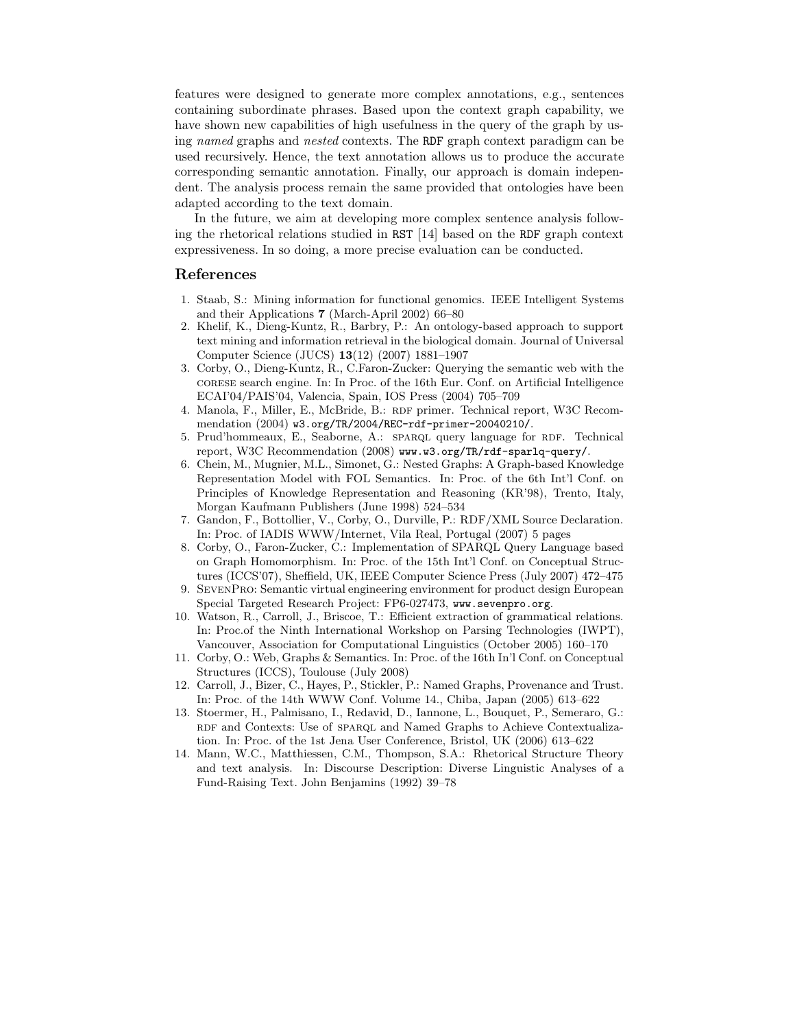features were designed to generate more complex annotations, e.g., sentences containing subordinate phrases. Based upon the context graph capability, we have shown new capabilities of high usefulness in the query of the graph by using *named* graphs and *nested* contexts. The RDF graph context paradigm can be used recursively. Hence, the text annotation allows us to produce the accurate corresponding semantic annotation. Finally, our approach is domain independent. The analysis process remain the same provided that ontologies have been adapted according to the text domain.

In the future, we aim at developing more complex sentence analysis following the rhetorical relations studied in RST [14] based on the RDF graph context expressiveness. In so doing, a more precise evaluation can be conducted.

## References

1. Staab, S.: Mining information for functional genomics. IEEE Intelligent Systems and their Applications **7** (March-April 2002) 66–80
2. Khelif, K., Dieng-Kuntz, R., Barbry, P.: An ontology-based approach to support text mining and information retrieval in the biological domain. Journal of Universal Computer Science (JUCS) **13**(12) (2007) 1881–1907
3. Corby, O., Dieng-Kuntz, R., C.Faron-Zucker: Querying the semantic web with the CORESE search engine. In: In Proc. of the 16th Eur. Conf. on Artificial Intelligence ECAI'04/PAIS'04, Valencia, Spain, IOS Press (2004) 705–709
4. Manola, F., Miller, E., McBride, B.: RDF primer. Technical report, W3C Recommendation (2004) w3.org/TR/2004/REC-rdf-primer-20040210/.
5. Prud'hommeaux, E., Seaborne, A.: SPARQL query language for RDF. Technical report, W3C Recommendation (2008) www.w3.org/TR/rdf-sparlq-query/.
6. Chein, M., Mugnier, M.L., Simonet, G.: Nested Graphs: A Graph-based Knowledge Representation Model with FOL Semantics. In: Proc. of the 6th Int'l Conf. on Principles of Knowledge Representation and Reasoning (KR'98), Trento, Italy, Morgan Kaufmann Publishers (June 1998) 524–534
7. Gandon, F., Bottollier, V., Corby, O., Durville, P.: RDF/XML Source Declaration. In: Proc. of IADIS WWW/Internet, Vila Real, Portugal (2007) 5 pages
8. Corby, O., Faron-Zucker, C.: Implementation of SPARQL Query Language based on Graph Homomorphism. In: Proc. of the 15th Int'l Conf. on Conceptual Structures (ICCS'07), Sheffield, UK, IEEE Computer Science Press (July 2007) 472–475
9. SEVENPRO: Semantic virtual engineering environment for product design European Special Targeted Research Project: FP6-027473, www.sevenpro.org.
10. Watson, R., Carroll, J., Briscoe, T.: Efficient extraction of grammatical relations. In: Proc.of the Ninth International Workshop on Parsing Technologies (IWPT), Vancouver, Association for Computational Linguistics (October 2005) 160–170
11. Corby, O.: Web, Graphs & Semantics. In: Proc. of the 16th In'l Conf. on Conceptual Structures (ICCS), Toulouse (July 2008)
12. Carroll, J., Bizer, C., Hayes, P., Stickler, P.: Named Graphs, Provenance and Trust. In: Proc. of the 14th WWW Conf. Volume 14., Chiba, Japan (2005) 613–622
13. Stoermer, H., Palmisano, I., Redavid, D., Iannone, L., Bouquet, P., Semeraro, G.: RDF and Contexts: Use of SPARQL and Named Graphs to Achieve Contextualization. In: Proc. of the 1st Jena User Conference, Bristol, UK (2006) 613–622
14. Mann, W.C., Matthiessen, C.M., Thompson, S.A.: Rhetorical Structure Theory and text analysis. In: Discourse Description: Diverse Linguistic Analyses of a Fund-Raising Text. John Benjamins (1992) 39–78